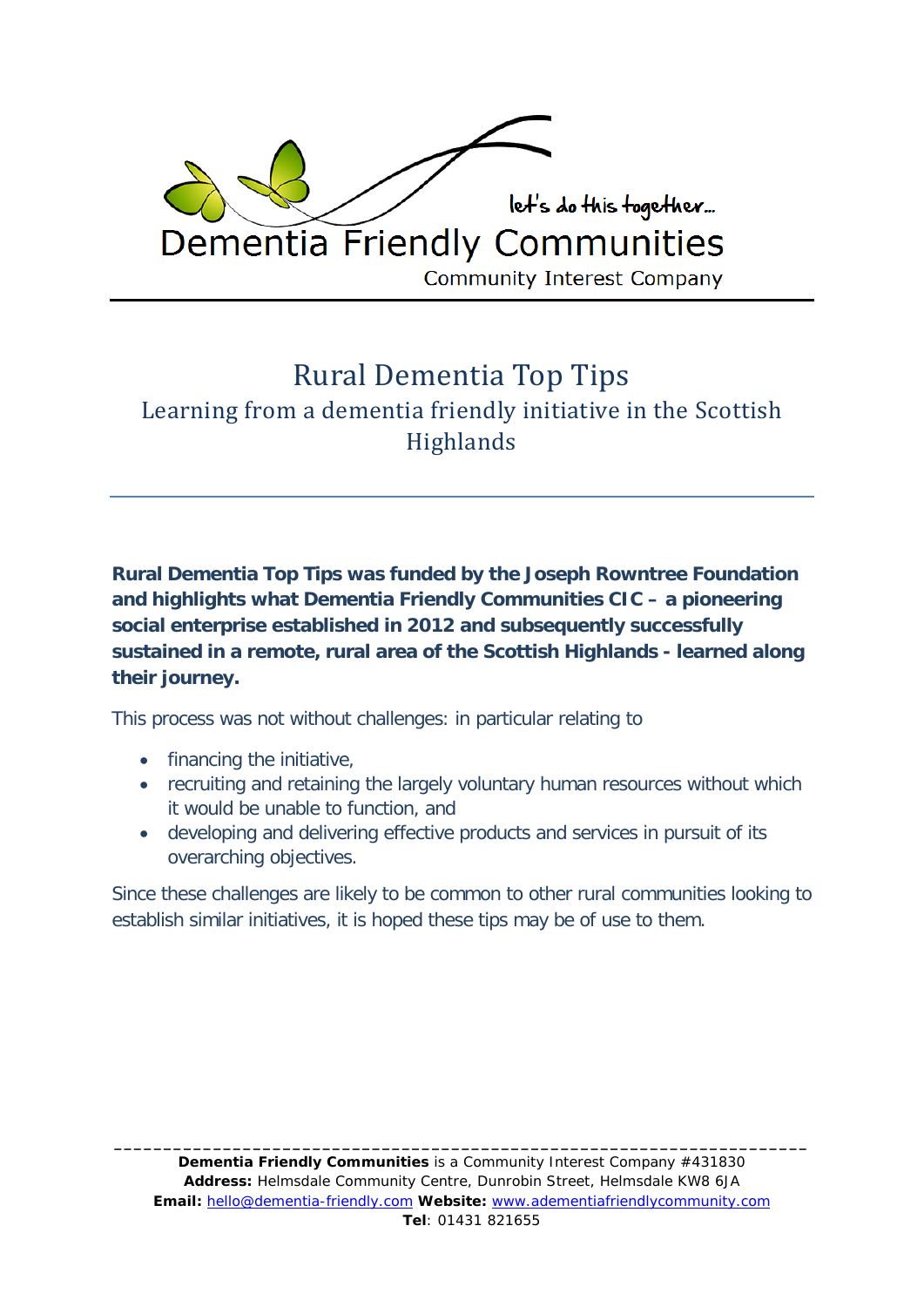let's do this together...

Dementia Friendly Communities

Community Interest Company

# Rural Dementia Top Tips

## Learning from a dementia friendly initiative in the Scottish Highlands

**Rural Dementia Top Tips was funded by the Joseph Rowntree Foundation and highlights what Dementia Friendly Communities CIC – a pioneering social enterprise established in 2012 and subsequently successfully sustained in a remote, rural area of the Scottish Highlands - learned along their journey.**

This process was not without challenges: in particular relating to

- financing the initiative,
- recruiting and retaining the largely voluntary human resources without which it would be unable to function, and
- developing and delivering effective products and services in pursuit of its overarching objectives.

Since these challenges are likely to be common to other rural communities looking to establish similar initiatives, it is hoped these tips may be of use to them.

---

**Dementia Friendly Communities** is a Community Interest Company #431830
**Address:** Helmsdale Community Centre, Dunrobin Street, Helmsdale KW8 6JA
**Email:** hello@dementia-friendly.com **Website:** www.adementiafriendlycommunity.com
**Tel**: 01431 821655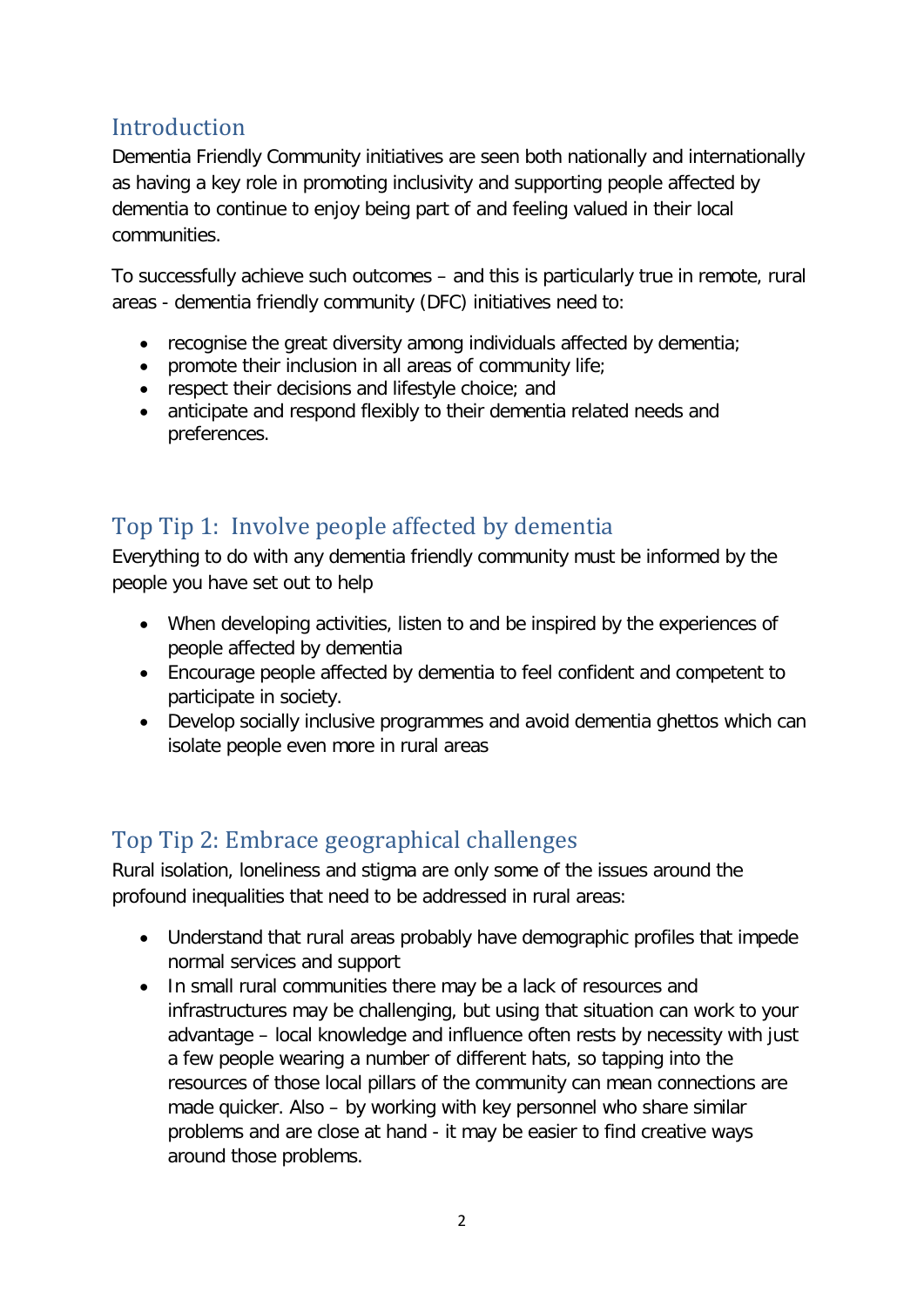## Introduction

Dementia Friendly Community initiatives are seen both nationally and internationally as having a key role in promoting inclusivity and supporting people affected by dementia to continue to enjoy being part of and feeling valued in their local communities.

To successfully achieve such outcomes – and this is particularly true in remote, rural areas - dementia friendly community (DFC) initiatives need to:

- recognise the great diversity among individuals affected by dementia;
- promote their inclusion in all areas of community life;
- respect their decisions and lifestyle choice; and
- anticipate and respond flexibly to their dementia related needs and preferences.

## Top Tip 1: Involve people affected by dementia

Everything to do with any dementia friendly community must be informed by the people you have set out to help

- When developing activities, listen to and be inspired by the experiences of people affected by dementia
- Encourage people affected by dementia to feel confident and competent to participate in society.
- Develop socially inclusive programmes and avoid dementia ghettos which can isolate people even more in rural areas

## Top Tip 2: Embrace geographical challenges

Rural isolation, loneliness and stigma are only some of the issues around the profound inequalities that need to be addressed in rural areas:

- Understand that rural areas probably have demographic profiles that impede normal services and support
- In small rural communities there may be a lack of resources and infrastructures may be challenging, but using that situation can work to your advantage – local knowledge and influence often rests by necessity with just a few people wearing a number of different hats, so tapping into the resources of those local pillars of the community can mean connections are made quicker. Also – by working with key personnel who share similar problems and are close at hand - it may be easier to find creative ways around those problems.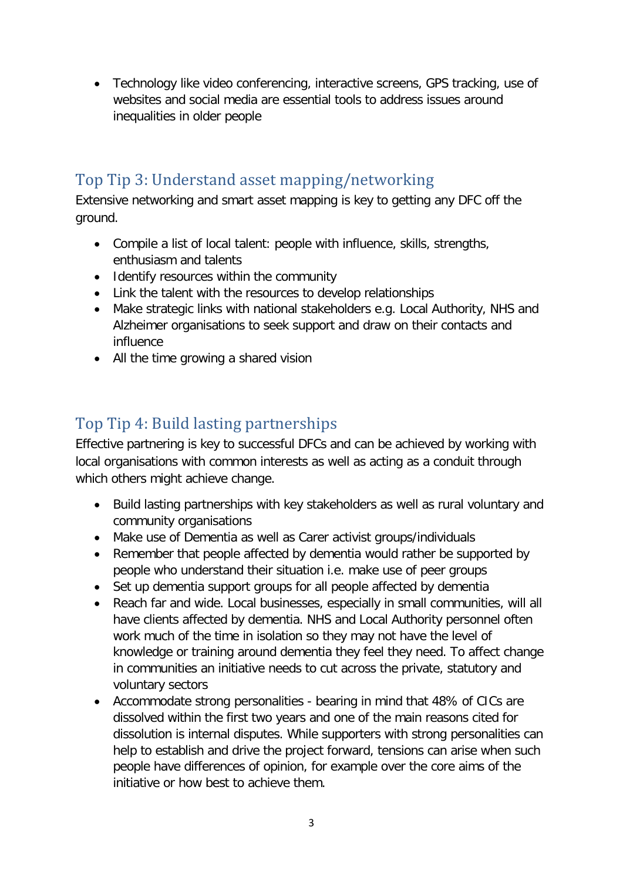- Technology like video conferencing, interactive screens, GPS tracking, use of websites and social media are essential tools to address issues around inequalities in older people

## Top Tip 3: Understand asset mapping/networking

Extensive networking and smart asset mapping is key to getting any DFC off the ground.

- Compile a list of local talent: people with influence, skills, strengths, enthusiasm and talents
- Identify resources within the community
- Link the talent with the resources to develop relationships
- Make strategic links with national stakeholders e.g. Local Authority, NHS and Alzheimer organisations to seek support and draw on their contacts and influence
- All the time growing a shared vision

## Top Tip 4: Build lasting partnerships

Effective partnering is key to successful DFCs and can be achieved by working with local organisations with common interests as well as acting as a conduit through which others might achieve change.

- Build lasting partnerships with key stakeholders as well as rural voluntary and community organisations
- Make use of Dementia as well as Carer activist groups/individuals
- Remember that people affected by dementia would rather be supported by people who understand their situation i.e. make use of peer groups
- Set up dementia support groups for all people affected by dementia
- Reach far and wide. Local businesses, especially in small communities, will all have clients affected by dementia. NHS and Local Authority personnel often work much of the time in isolation so they may not have the level of knowledge or training around dementia they feel they need. To affect change in communities an initiative needs to cut across the private, statutory and voluntary sectors
- Accommodate strong personalities - bearing in mind that 48% of CICs are dissolved within the first two years and one of the main reasons cited for dissolution is internal disputes. While supporters with strong personalities can help to establish and drive the project forward, tensions can arise when such people have differences of opinion, for example over the core aims of the initiative or how best to achieve them.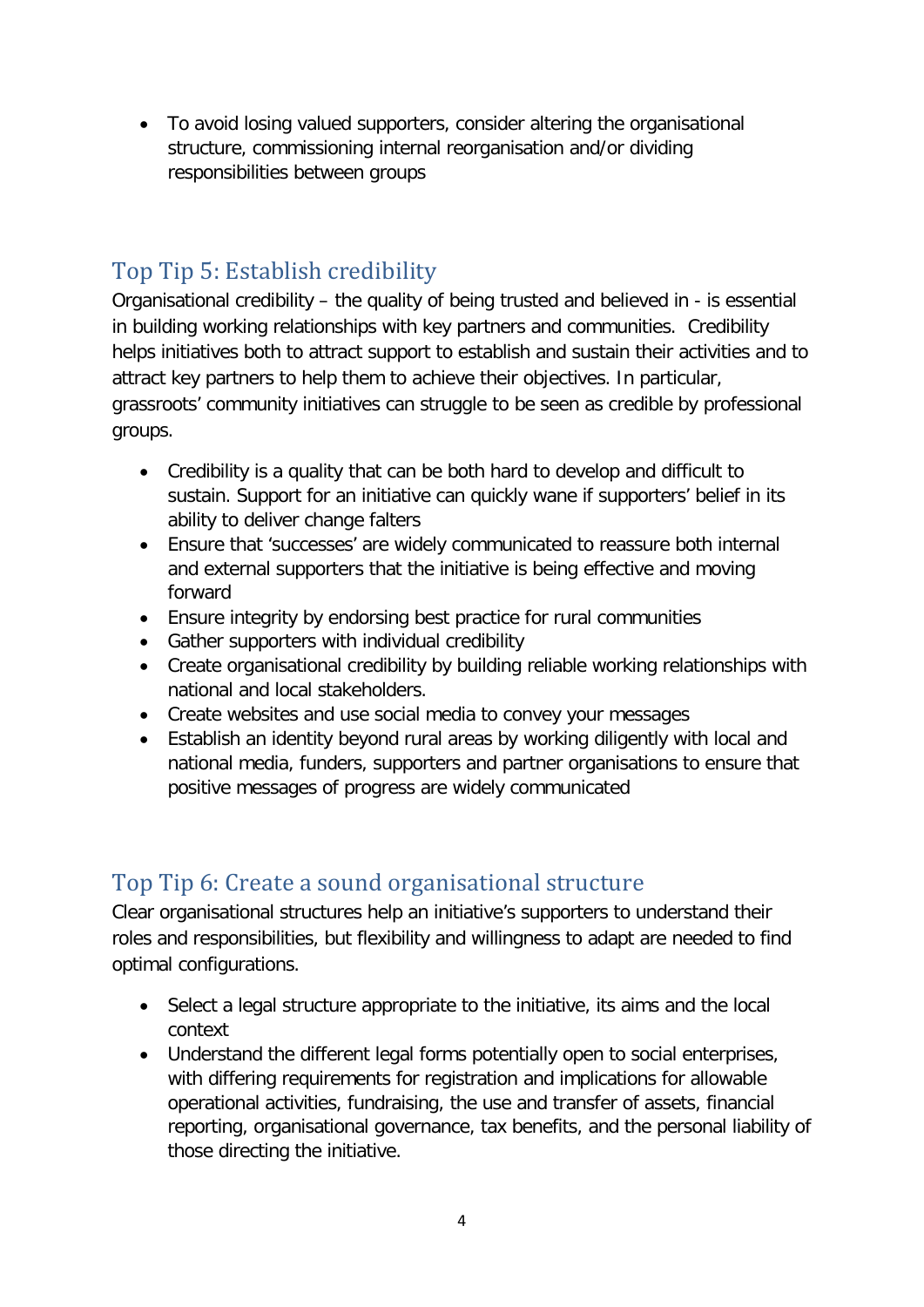- To avoid losing valued supporters, consider altering the organisational structure, commissioning internal reorganisation and/or dividing responsibilities between groups

## Top Tip 5: Establish credibility

Organisational credibility – the quality of being trusted and believed in - is essential in building working relationships with key partners and communities. Credibility helps initiatives both to attract support to establish and sustain their activities and to attract key partners to help them to achieve their objectives. In particular, grassroots' community initiatives can struggle to be seen as credible by professional groups.

- Credibility is a quality that can be both hard to develop and difficult to sustain. Support for an initiative can quickly wane if supporters' belief in its ability to deliver change falters
- Ensure that 'successes' are widely communicated to reassure both internal and external supporters that the initiative is being effective and moving forward
- Ensure integrity by endorsing best practice for rural communities
- Gather supporters with individual credibility
- Create organisational credibility by building reliable working relationships with national and local stakeholders.
- Create websites and use social media to convey your messages
- Establish an identity beyond rural areas by working diligently with local and national media, funders, supporters and partner organisations to ensure that positive messages of progress are widely communicated

## Top Tip 6: Create a sound organisational structure

Clear organisational structures help an initiative's supporters to understand their roles and responsibilities, but flexibility and willingness to adapt are needed to find optimal configurations.

- Select a legal structure appropriate to the initiative, its aims and the local context
- Understand the different legal forms potentially open to social enterprises, with differing requirements for registration and implications for allowable operational activities, fundraising, the use and transfer of assets, financial reporting, organisational governance, tax benefits, and the personal liability of those directing the initiative.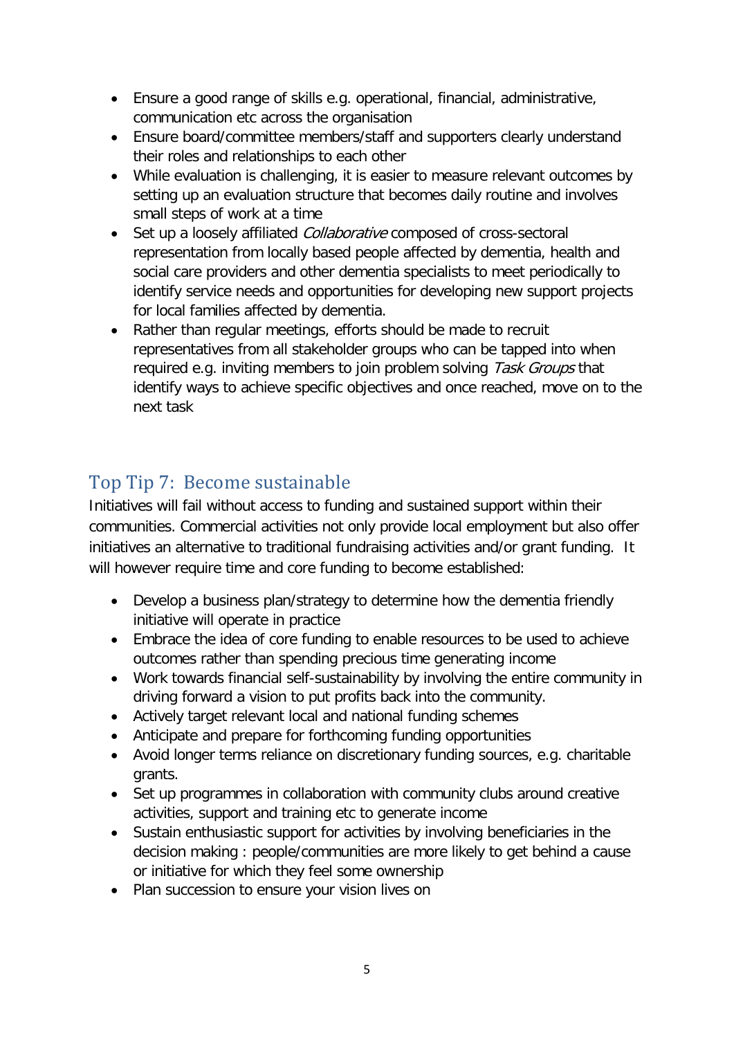- Ensure a good range of skills e.g. operational, financial, administrative, communication etc across the organisation
- Ensure board/committee members/staff and supporters clearly understand their roles and relationships to each other
- While evaluation is challenging, it is easier to measure relevant outcomes by setting up an evaluation structure that becomes daily routine and involves small steps of work at a time
- Set up a loosely affiliated *Collaborative* composed of cross-sectoral representation from locally based people affected by dementia, health and social care providers and other dementia specialists to meet periodically to identify service needs and opportunities for developing new support projects for local families affected by dementia.
- Rather than regular meetings, efforts should be made to recruit representatives from all stakeholder groups who can be tapped into when required e.g. inviting members to join problem solving *Task Groups* that identify ways to achieve specific objectives and once reached, move on to the next task

## Top Tip 7: Become sustainable

Initiatives will fail without access to funding and sustained support within their communities. Commercial activities not only provide local employment but also offer initiatives an alternative to traditional fundraising activities and/or grant funding. It will however require time and core funding to become established:

- Develop a business plan/strategy to determine how the dementia friendly initiative will operate in practice
- Embrace the idea of core funding to enable resources to be used to achieve outcomes rather than spending precious time generating income
- Work towards financial self-sustainability by involving the entire community in driving forward a vision to put profits back into the community.
- Actively target relevant local and national funding schemes
- Anticipate and prepare for forthcoming funding opportunities
- Avoid longer terms reliance on discretionary funding sources, e.g. charitable grants.
- Set up programmes in collaboration with community clubs around creative activities, support and training etc to generate income
- Sustain enthusiastic support for activities by involving beneficiaries in the decision making : people/communities are more likely to get behind a cause or initiative for which they feel some ownership
- Plan succession to ensure your vision lives on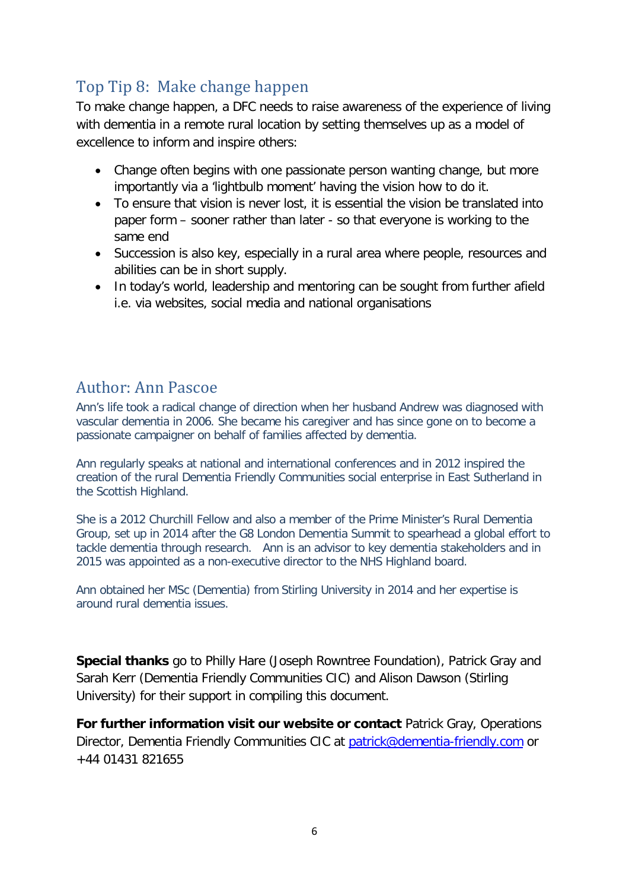## Top Tip 8: Make change happen

To make change happen, a DFC needs to raise awareness of the experience of living with dementia in a remote rural location by setting themselves up as a model of excellence to inform and inspire others:

- Change often begins with one passionate person wanting change, but more importantly via a 'lightbulb moment' having the vision how to do it.
- To ensure that vision is never lost, it is essential the vision be translated into paper form – sooner rather than later - so that everyone is working to the same end
- Succession is also key, especially in a rural area where people, resources and abilities can be in short supply.
- In today's world, leadership and mentoring can be sought from further afield i.e. via websites, social media and national organisations

## Author: Ann Pascoe

Ann's life took a radical change of direction when her husband Andrew was diagnosed with vascular dementia in 2006. She became his caregiver and has since gone on to become a passionate campaigner on behalf of families affected by dementia.

Ann regularly speaks at national and international conferences and in 2012 inspired the creation of the rural Dementia Friendly Communities social enterprise in East Sutherland in the Scottish Highland.

She is a 2012 Churchill Fellow and also a member of the Prime Minister's Rural Dementia Group, set up in 2014 after the G8 London Dementia Summit to spearhead a global effort to tackle dementia through research. Ann is an advisor to key dementia stakeholders and in 2015 was appointed as a non-executive director to the NHS Highland board.

Ann obtained her MSc (Dementia) from Stirling University in 2014 and her expertise is around rural dementia issues.

**Special thanks** go to Philly Hare (Joseph Rowntree Foundation), Patrick Gray and Sarah Kerr (Dementia Friendly Communities CIC) and Alison Dawson (Stirling University) for their support in compiling this document.

**For further information visit our website or contact** Patrick Gray, Operations Director, Dementia Friendly Communities CIC at patrick@dementia-friendly.com or +44 01431 821655